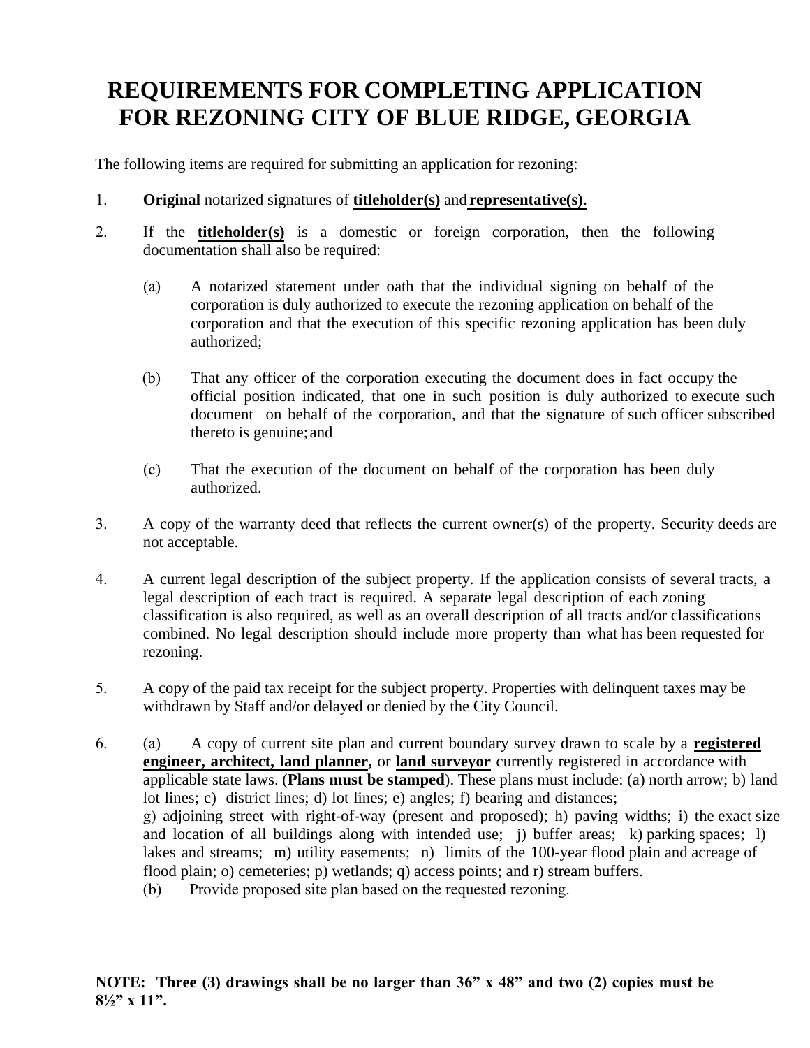# REQUIREMENTS FOR COMPLETING APPLICATION FOR REZONING CITY OF BLUE RIDGE, GEORGIA

The following items are required for submitting an application for rezoning:

1. **Original** notarized signatures of **titleholder(s)** and **representative(s).**

2. If the **titleholder(s)** is a domestic or foreign corporation, then the following documentation shall also be required:

   (a) A notarized statement under oath that the individual signing on behalf of the corporation is duly authorized to execute the rezoning application on behalf of the corporation and that the execution of this specific rezoning application has been duly authorized;

   (b) That any officer of the corporation executing the document does in fact occupy the official position indicated, that one in such position is duly authorized to execute such document on behalf of the corporation, and that the signature of such officer subscribed thereto is genuine; and

   (c) That the execution of the document on behalf of the corporation has been duly authorized.

3. A copy of the warranty deed that reflects the current owner(s) of the property. Security deeds are not acceptable.

4. A current legal description of the subject property. If the application consists of several tracts, a legal description of each tract is required. A separate legal description of each zoning classification is also required, as well as an overall description of all tracts and/or classifications combined. No legal description should include more property than what has been requested for rezoning.

5. A copy of the paid tax receipt for the subject property. Properties with delinquent taxes may be withdrawn by Staff and/or delayed or denied by the City Council.

6. (a) A copy of current site plan and current boundary survey drawn to scale by a **registered engineer, architect, land planner,** or **land surveyor** currently registered in accordance with applicable state laws. (**Plans must be stamped**). These plans must include: (a) north arrow; b) land lot lines; c) district lines; d) lot lines; e) angles; f) bearing and distances; g) adjoining street with right-of-way (present and proposed); h) paving widths; i) the exact size and location of all buildings along with intended use; j) buffer areas; k) parking spaces; l) lakes and streams; m) utility easements; n) limits of the 100-year flood plain and acreage of flood plain; o) cemeteries; p) wetlands; q) access points; and r) stream buffers.

   (b) Provide proposed site plan based on the requested rezoning.

**NOTE: Three (3) drawings shall be no larger than 36" x 48" and two (2) copies must be 8½" x 11".**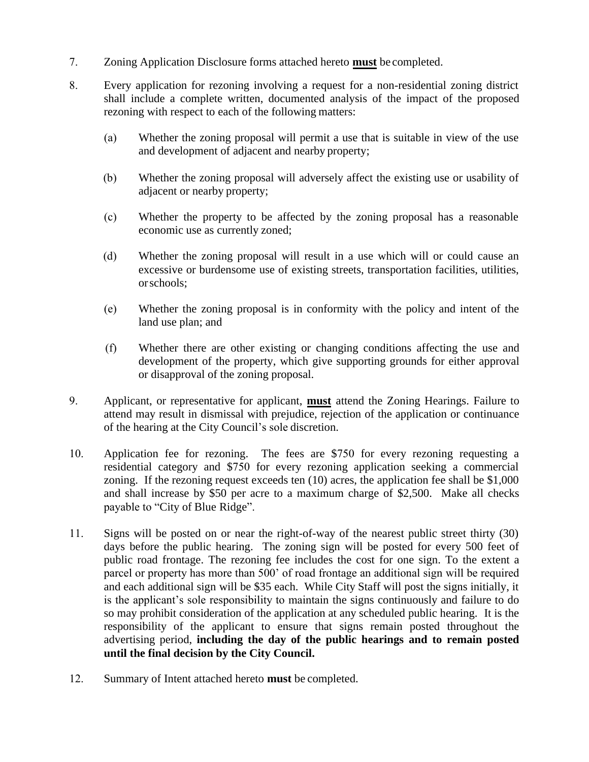7. Zoning Application Disclosure forms attached hereto **must** be completed.

8. Every application for rezoning involving a request for a non-residential zoning district shall include a complete written, documented analysis of the impact of the proposed rezoning with respect to each of the following matters:

   (a) Whether the zoning proposal will permit a use that is suitable in view of the use and development of adjacent and nearby property;

   (b) Whether the zoning proposal will adversely affect the existing use or usability of adjacent or nearby property;

   (c) Whether the property to be affected by the zoning proposal has a reasonable economic use as currently zoned;

   (d) Whether the zoning proposal will result in a use which will or could cause an excessive or burdensome use of existing streets, transportation facilities, utilities, or schools;

   (e) Whether the zoning proposal is in conformity with the policy and intent of the land use plan; and

   (f) Whether there are other existing or changing conditions affecting the use and development of the property, which give supporting grounds for either approval or disapproval of the zoning proposal.

9. Applicant, or representative for applicant, **must** attend the Zoning Hearings. Failure to attend may result in dismissal with prejudice, rejection of the application or continuance of the hearing at the City Council's sole discretion.

10. Application fee for rezoning. The fees are $750 for every rezoning requesting a residential category and $750 for every rezoning application seeking a commercial zoning. If the rezoning request exceeds ten (10) acres, the application fee shall be $1,000 and shall increase by $50 per acre to a maximum charge of $2,500. Make all checks payable to "City of Blue Ridge".

11. Signs will be posted on or near the right-of-way of the nearest public street thirty (30) days before the public hearing. The zoning sign will be posted for every 500 feet of public road frontage. The rezoning fee includes the cost for one sign. To the extent a parcel or property has more than 500' of road frontage an additional sign will be required and each additional sign will be $35 each. While City Staff will post the signs initially, it is the applicant's sole responsibility to maintain the signs continuously and failure to do so may prohibit consideration of the application at any scheduled public hearing. It is the responsibility of the applicant to ensure that signs remain posted throughout the advertising period, **including the day of the public hearings and to remain posted until the final decision by the City Council.**

12. Summary of Intent attached hereto **must** be completed.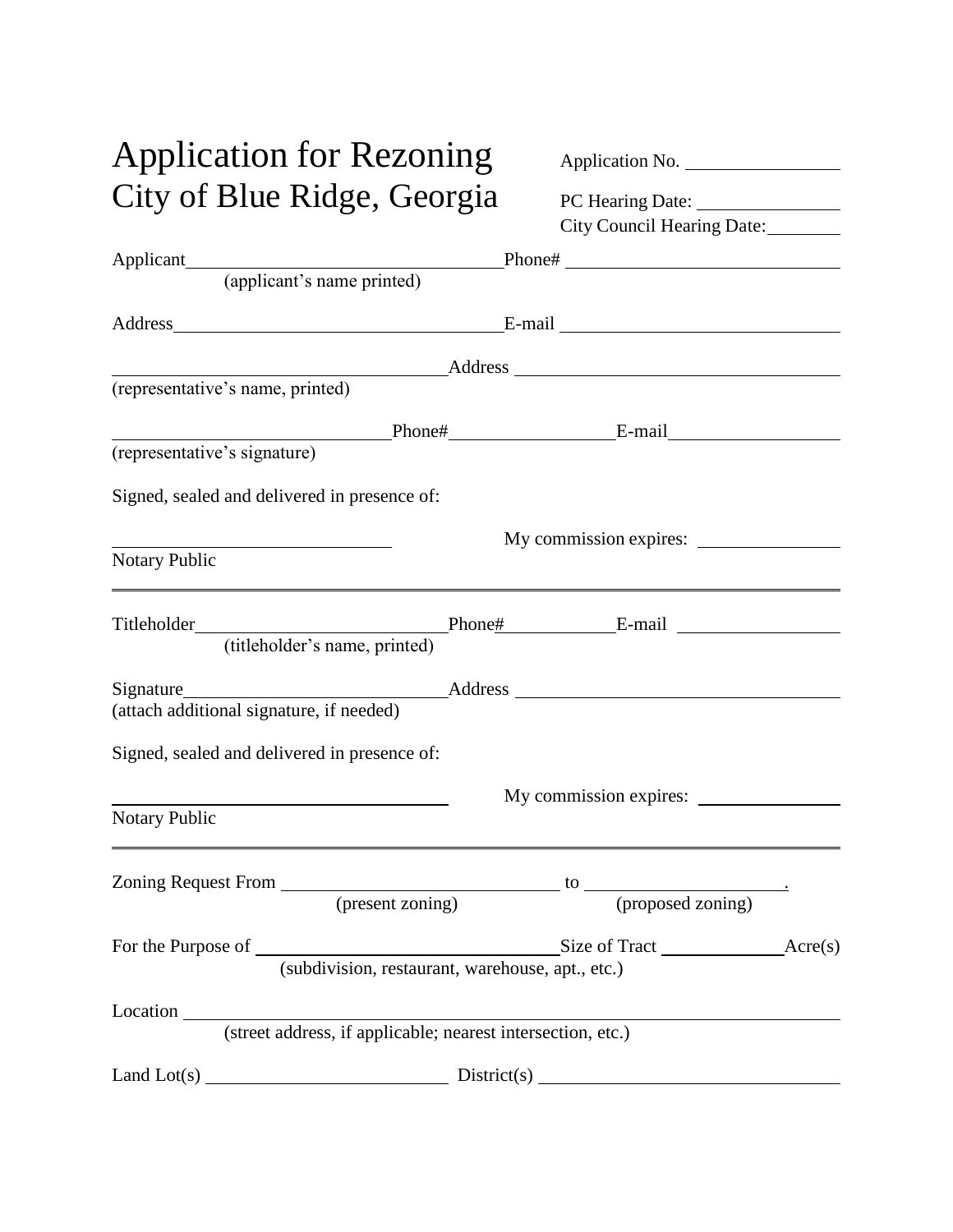# Application for Rezoning
# City of Blue Ridge, Georgia

Application No. ________________

PC Hearing Date: ________________

City Council Hearing Date: ________

Applicant ________________________________ Phone# ____________________________
(applicant's name printed)

Address __________________________________ E-mail ____________________________

__________________________________ Address ________________________________
(representative's name, printed)

____________________________ Phone# ________________ E-mail ________________
(representative's signature)

Signed, sealed and delivered in presence of:

____________________________ My commission expires: ________________
Notary Public

---

Titleholder ________________________ Phone# ____________ E-mail ________________
(titleholder's name, printed)

Signature __________________________ Address ________________________________
(attach additional signature, if needed)

Signed, sealed and delivered in presence of:

__________________________________ My commission expires: ________________
Notary Public

---

Zoning Request From ______________________________ to ______________________.
(present zoning) (proposed zoning)

For the Purpose of ______________________________ Size of Tract ____________ Acre(s)
(subdivision, restaurant, warehouse, apt., etc.)

Location ____________________________________________________________________
(street address, if applicable; nearest intersection, etc.)

Land Lot(s) __________________________ District(s) ______________________________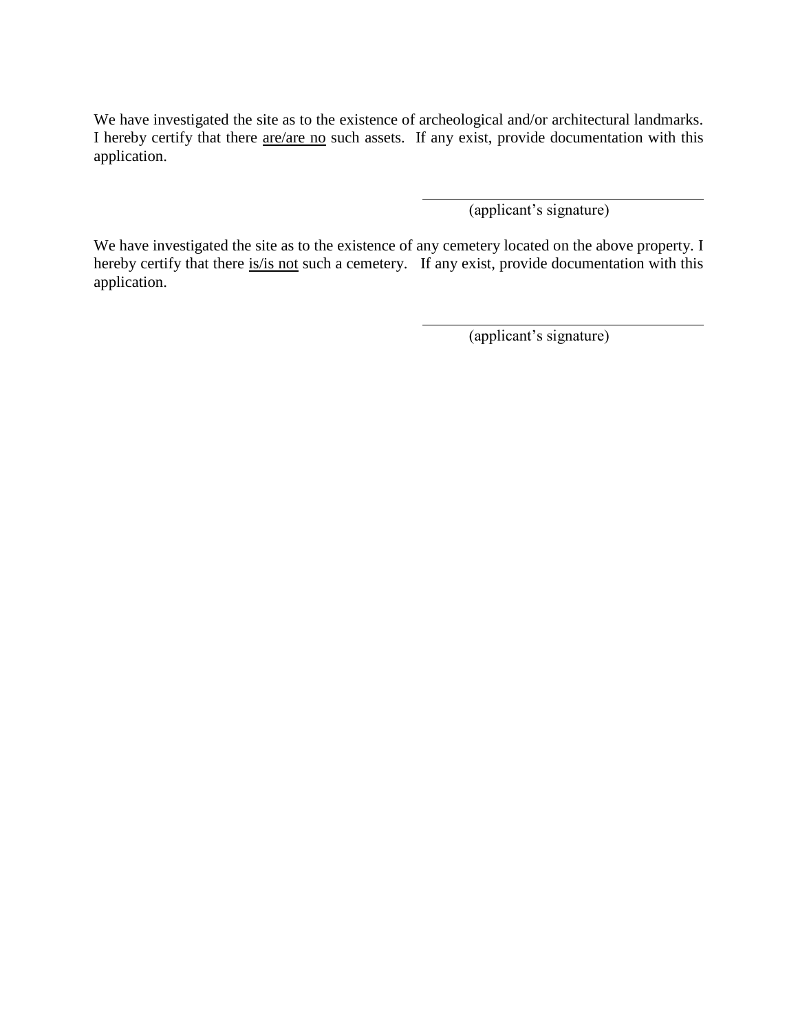We have investigated the site as to the existence of archeological and/or architectural landmarks. I hereby certify that there <u>are/are no</u> such assets. If any exist, provide documentation with this application.

\_\_\_\_\_\_\_\_\_\_\_\_\_\_\_\_\_\_\_\_\_\_\_\_\_\_\_\_\_\_\_\_\_\_\_\_\_\_
(applicant's signature)

We have investigated the site as to the existence of any cemetery located on the above property. I hereby certify that there <u>is/is not</u> such a cemetery. If any exist, provide documentation with this application.

\_\_\_\_\_\_\_\_\_\_\_\_\_\_\_\_\_\_\_\_\_\_\_\_\_\_\_\_\_\_\_\_\_\_\_\_\_\_
(applicant's signature)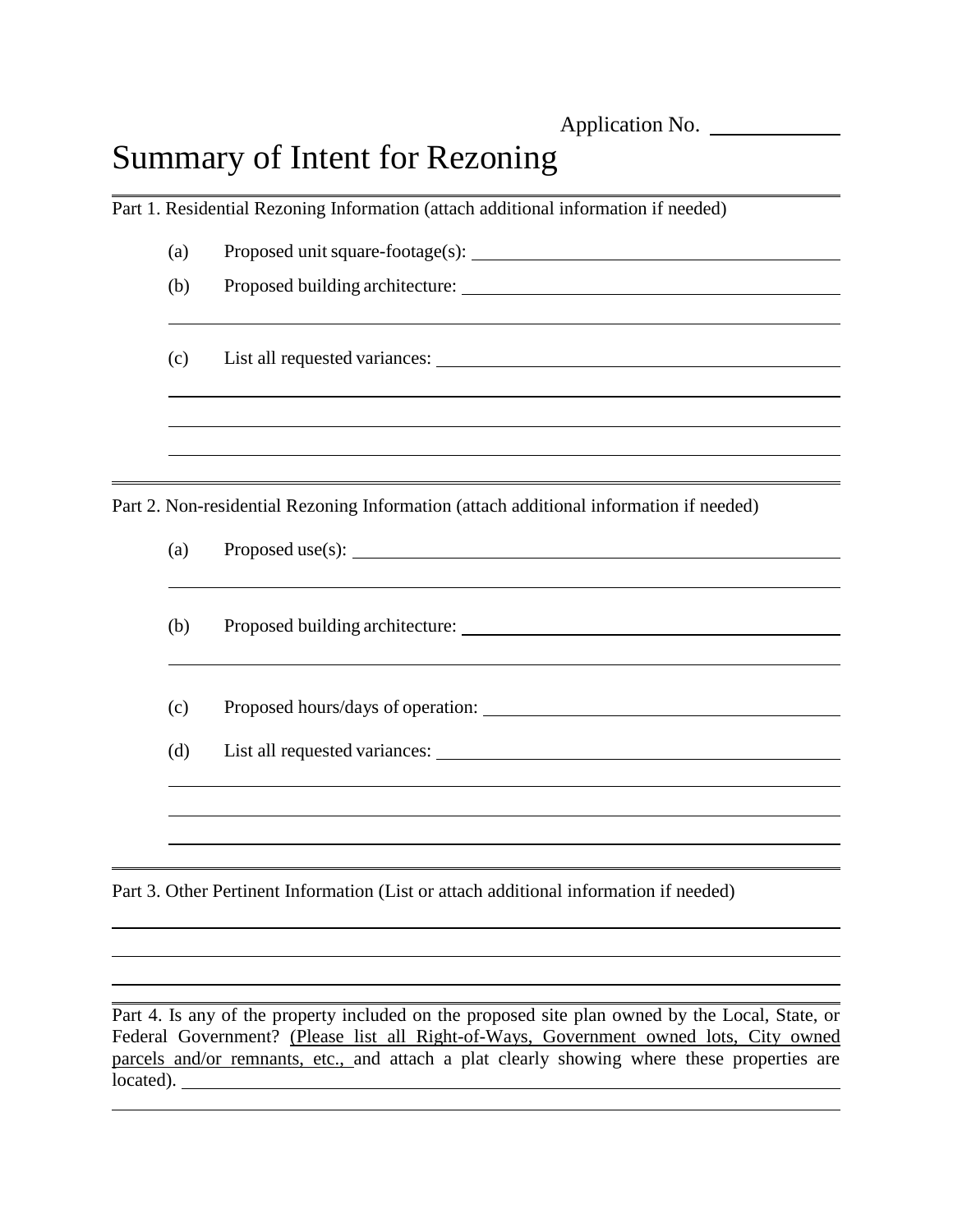Application No. ____________

# Summary of Intent for Rezoning

Part 1. Residential Rezoning Information (attach additional information if needed)

(a) Proposed unit square-footage(s): ______________________________

(b) Proposed building architecture: ______________________________

______________________________________________________________

(c) List all requested variances: ______________________________

______________________________________________________________

______________________________________________________________

______________________________________________________________

Part 2. Non-residential Rezoning Information (attach additional information if needed)

(a) Proposed use(s): ______________________________

______________________________________________________________

(b) Proposed building architecture: ______________________________

______________________________________________________________

(c) Proposed hours/days of operation: ______________________________

(d) List all requested variances: ______________________________

______________________________________________________________

______________________________________________________________

______________________________________________________________

Part 3. Other Pertinent Information (List or attach additional information if needed)

______________________________________________________________

______________________________________________________________

______________________________________________________________

Part 4. Is any of the property included on the proposed site plan owned by the Local, State, or Federal Government? <u>(Please list all Right-of-Ways, Government owned lots, City owned parcels and/or remnants, etc.,</u> and attach a plat clearly showing where these properties are located). ______________________________

______________________________________________________________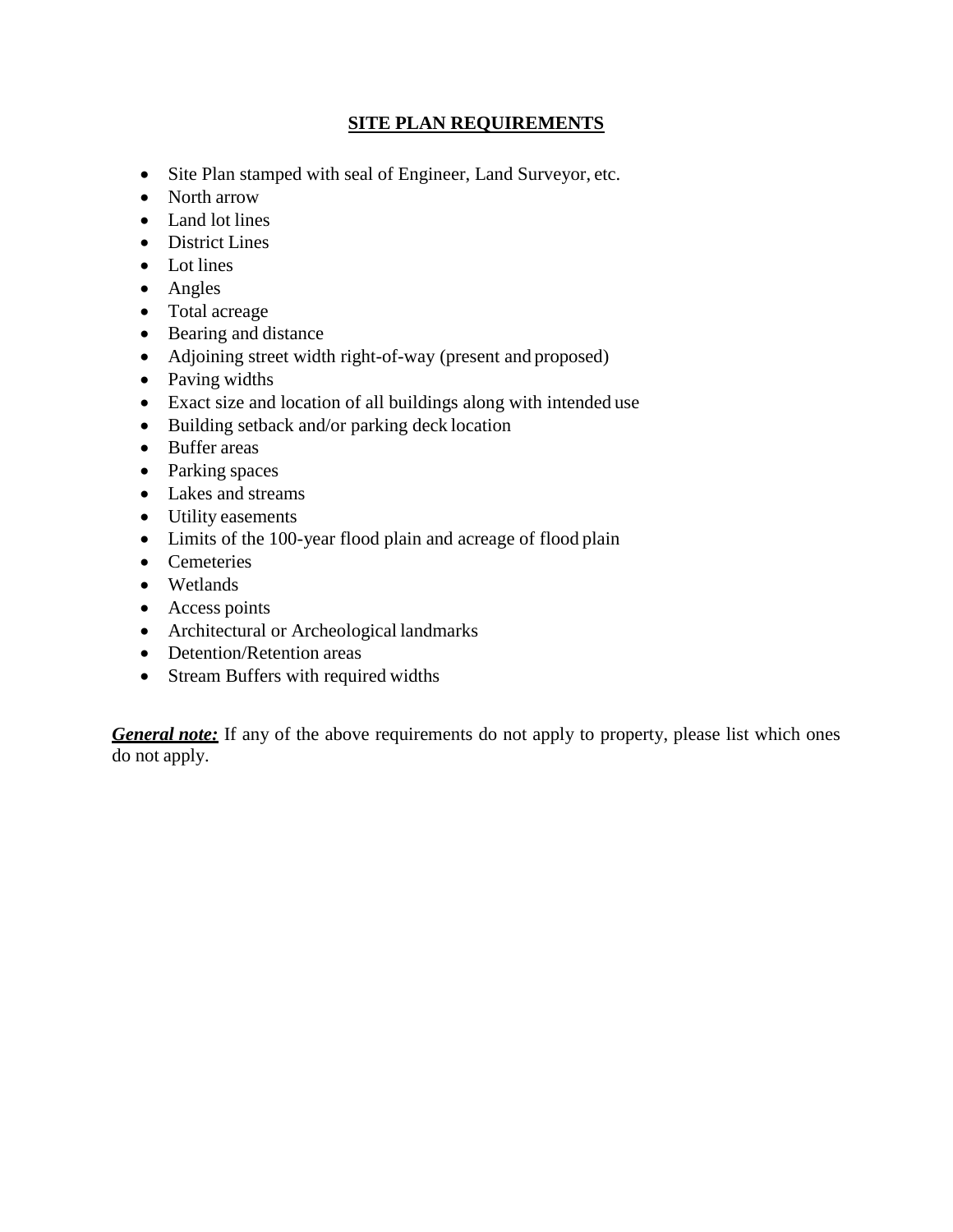## SITE PLAN REQUIREMENTS

- Site Plan stamped with seal of Engineer, Land Surveyor, etc.
- North arrow
- Land lot lines
- District Lines
- Lot lines
- Angles
- Total acreage
- Bearing and distance
- Adjoining street width right-of-way (present and proposed)
- Paving widths
- Exact size and location of all buildings along with intended use
- Building setback and/or parking deck location
- Buffer areas
- Parking spaces
- Lakes and streams
- Utility easements
- Limits of the 100-year flood plain and acreage of flood plain
- Cemeteries
- Wetlands
- Access points
- Architectural or Archeological landmarks
- Detention/Retention areas
- Stream Buffers with required widths

***General note:*** If any of the above requirements do not apply to property, please list which ones do not apply.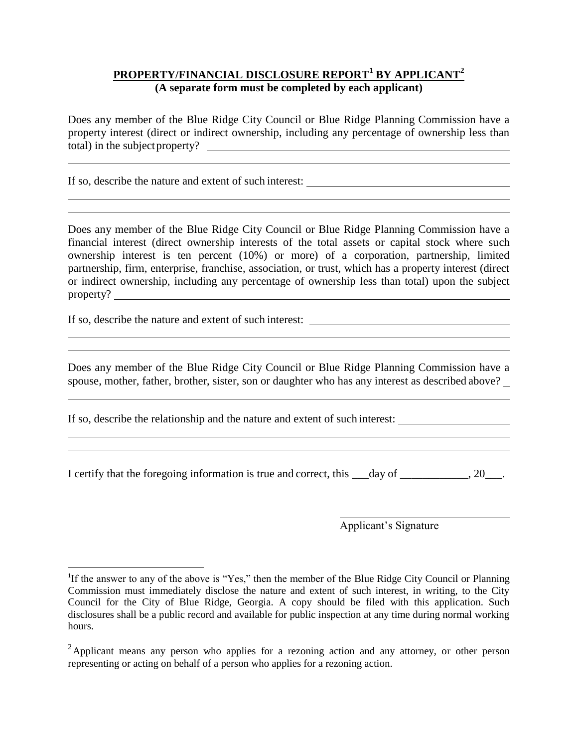## PROPERTY/FINANCIAL DISCLOSURE REPORT[1] BY APPLICANT[2]

**(A separate form must be completed by each applicant)**

Does any member of the Blue Ridge City Council or Blue Ridge Planning Commission have a property interest (direct or indirect ownership, including any percentage of ownership less than total) in the subject property? ______________________________________________________

______________________________________________________________________________

If so, describe the nature and extent of such interest: ____________________________________

______________________________________________________________________________

______________________________________________________________________________

Does any member of the Blue Ridge City Council or Blue Ridge Planning Commission have a financial interest (direct ownership interests of the total assets or capital stock where such ownership interest is ten percent (10%) or more) of a corporation, partnership, limited partnership, firm, enterprise, franchise, association, or trust, which has a property interest (direct or indirect ownership, including any percentage of ownership less than total) upon the subject property? ________________________________________________________________________

If so, describe the nature and extent of such interest: ____________________________________

______________________________________________________________________________

______________________________________________________________________________

Does any member of the Blue Ridge City Council or Blue Ridge Planning Commission have a spouse, mother, father, brother, sister, son or daughter who has any interest as described above? _

______________________________________________________________________________

If so, describe the relationship and the nature and extent of such interest: ___________________

______________________________________________________________________________

______________________________________________________________________________

I certify that the foregoing information is true and correct, this ___day of ____________, 20___.

_______________________________

Applicant's Signature

---

[1] If the answer to any of the above is "Yes," then the member of the Blue Ridge City Council or Planning Commission must immediately disclose the nature and extent of such interest, in writing, to the City Council for the City of Blue Ridge, Georgia. A copy should be filed with this application. Such disclosures shall be a public record and available for public inspection at any time during normal working hours.

[2] Applicant means any person who applies for a rezoning action and any attorney, or other person representing or acting on behalf of a person who applies for a rezoning action.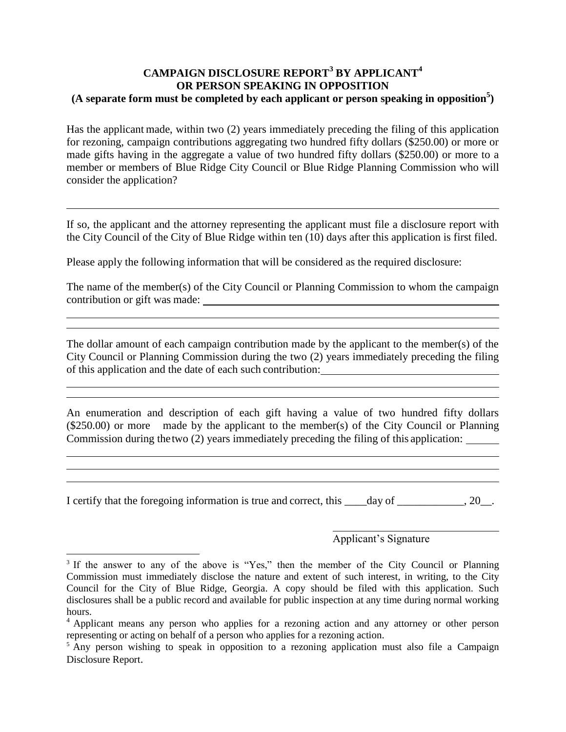**CAMPAIGN DISCLOSURE REPORT[3] BY APPLICANT[4] OR PERSON SPEAKING IN OPPOSITION**

**(A separate form must be completed by each applicant or person speaking in opposition[5])**

Has the applicant made, within two (2) years immediately preceding the filing of this application for rezoning, campaign contributions aggregating two hundred fifty dollars ($250.00) or more or made gifts having in the aggregate a value of two hundred fifty dollars ($250.00) or more to a member or members of Blue Ridge City Council or Blue Ridge Planning Commission who will consider the application?

______________________________________________________________________

If so, the applicant and the attorney representing the applicant must file a disclosure report with the City Council of the City of Blue Ridge within ten (10) days after this application is first filed.

Please apply the following information that will be considered as the required disclosure:

The name of the member(s) of the City Council or Planning Commission to whom the campaign contribution or gift was made: ______________________________________________________

______________________________________________________________________

______________________________________________________________________

The dollar amount of each campaign contribution made by the applicant to the member(s) of the City Council or Planning Commission during the two (2) years immediately preceding the filing of this application and the date of each such contribution: ______________________________

______________________________________________________________________

______________________________________________________________________

An enumeration and description of each gift having a value of two hundred fifty dollars ($250.00) or more made by the applicant to the member(s) of the City Council or Planning Commission during the two (2) years immediately preceding the filing of this application: ______

______________________________________________________________________

______________________________________________________________________

______________________________________________________________________

I certify that the foregoing information is true and correct, this ____day of ____________, 20__.

______________________________

Applicant's Signature

---

[3] If the answer to any of the above is "Yes," then the member of the City Council or Planning Commission must immediately disclose the nature and extent of such interest, in writing, to the City Council for the City of Blue Ridge, Georgia. A copy should be filed with this application. Such disclosures shall be a public record and available for public inspection at any time during normal working hours.

[4] Applicant means any person who applies for a rezoning action and any attorney or other person representing or acting on behalf of a person who applies for a rezoning action.

[5] Any person wishing to speak in opposition to a rezoning application must also file a Campaign Disclosure Report.